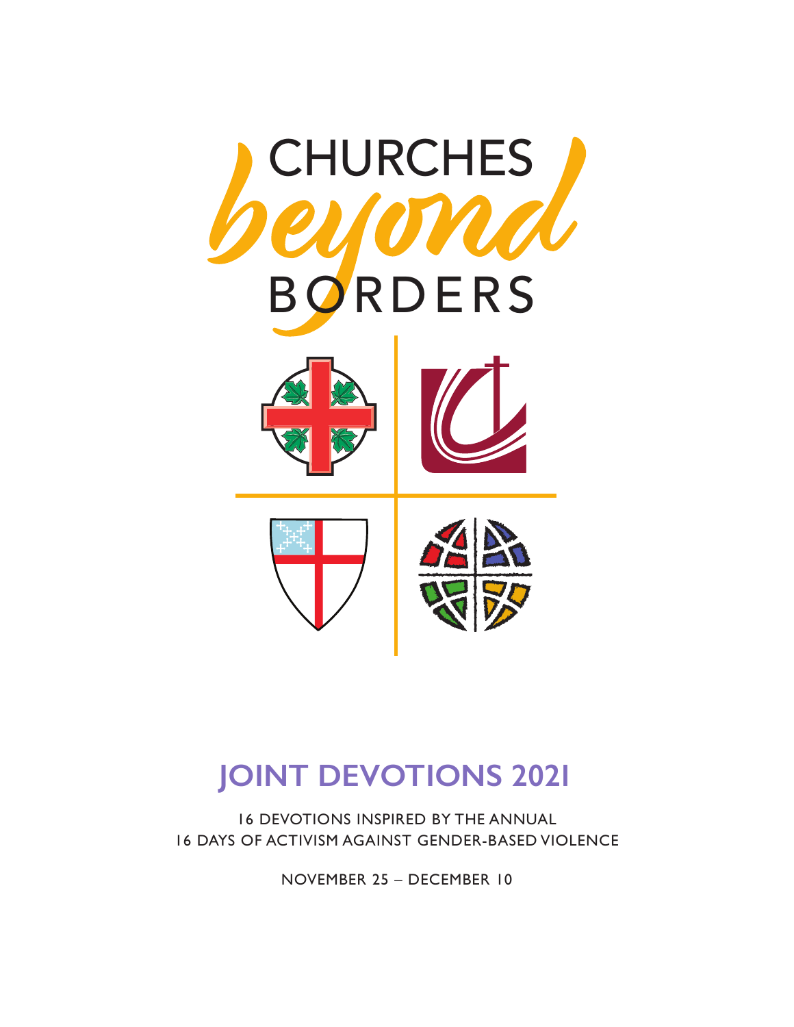# CHURCHES *beyond* BORDERS

## JOINT DEVOTIONS 2021

16 DEVOTIONS INSPIRED BY THE ANNUAL
16 DAYS OF ACTIVISM AGAINST GENDER-BASED VIOLENCE

NOVEMBER 25 – DECEMBER 10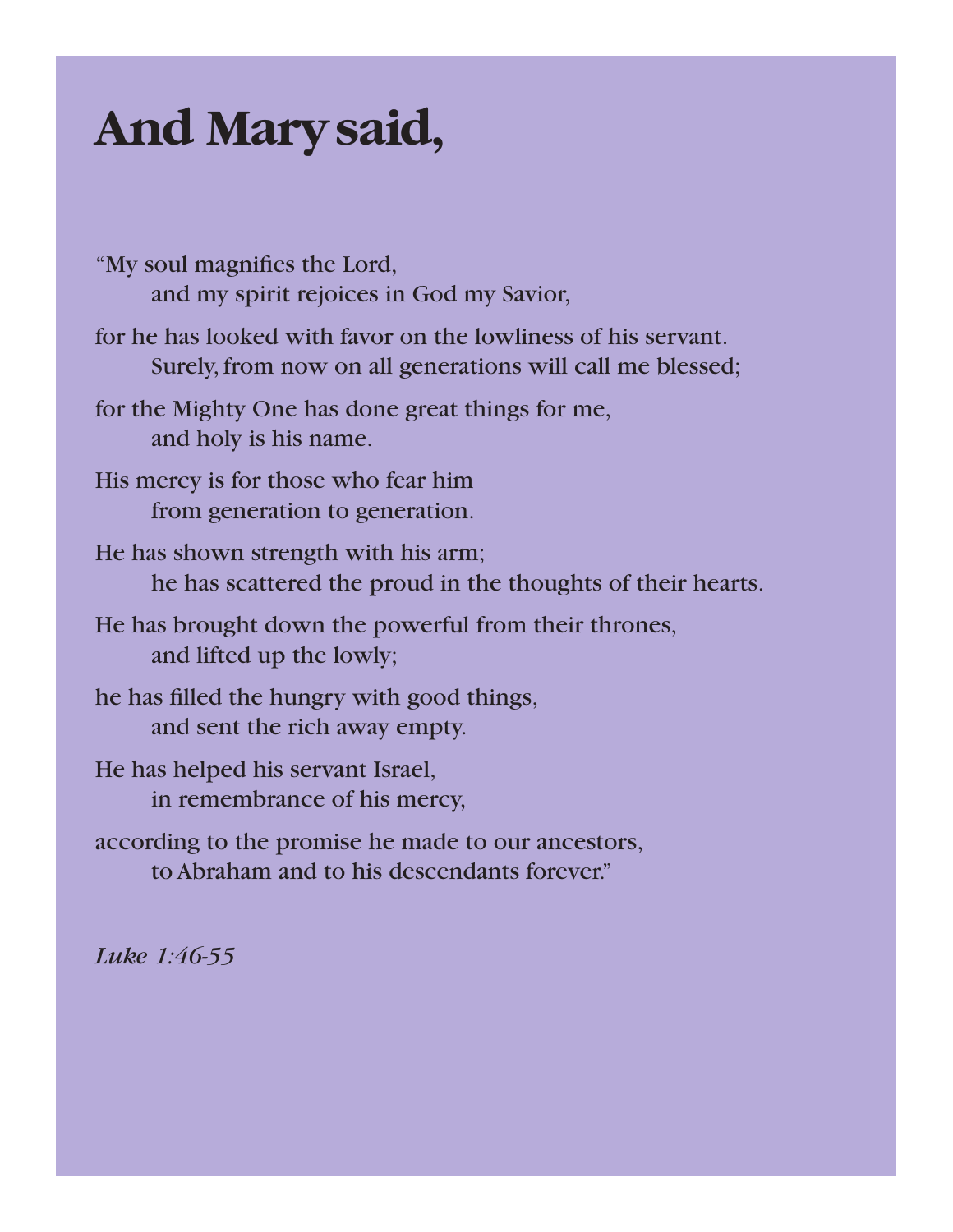# And Mary said,

"My soul magnifies the Lord,
  and my spirit rejoices in God my Savior,

for he has looked with favor on the lowliness of his servant.
  Surely, from now on all generations will call me blessed;

for the Mighty One has done great things for me,
  and holy is his name.

His mercy is for those who fear him
  from generation to generation.

He has shown strength with his arm;
  he has scattered the proud in the thoughts of their hearts.

He has brought down the powerful from their thrones,
  and lifted up the lowly;

he has filled the hungry with good things,
  and sent the rich away empty.

He has helped his servant Israel,
  in remembrance of his mercy,

according to the promise he made to our ancestors,
  to Abraham and to his descendants forever."

*Luke 1:46-55*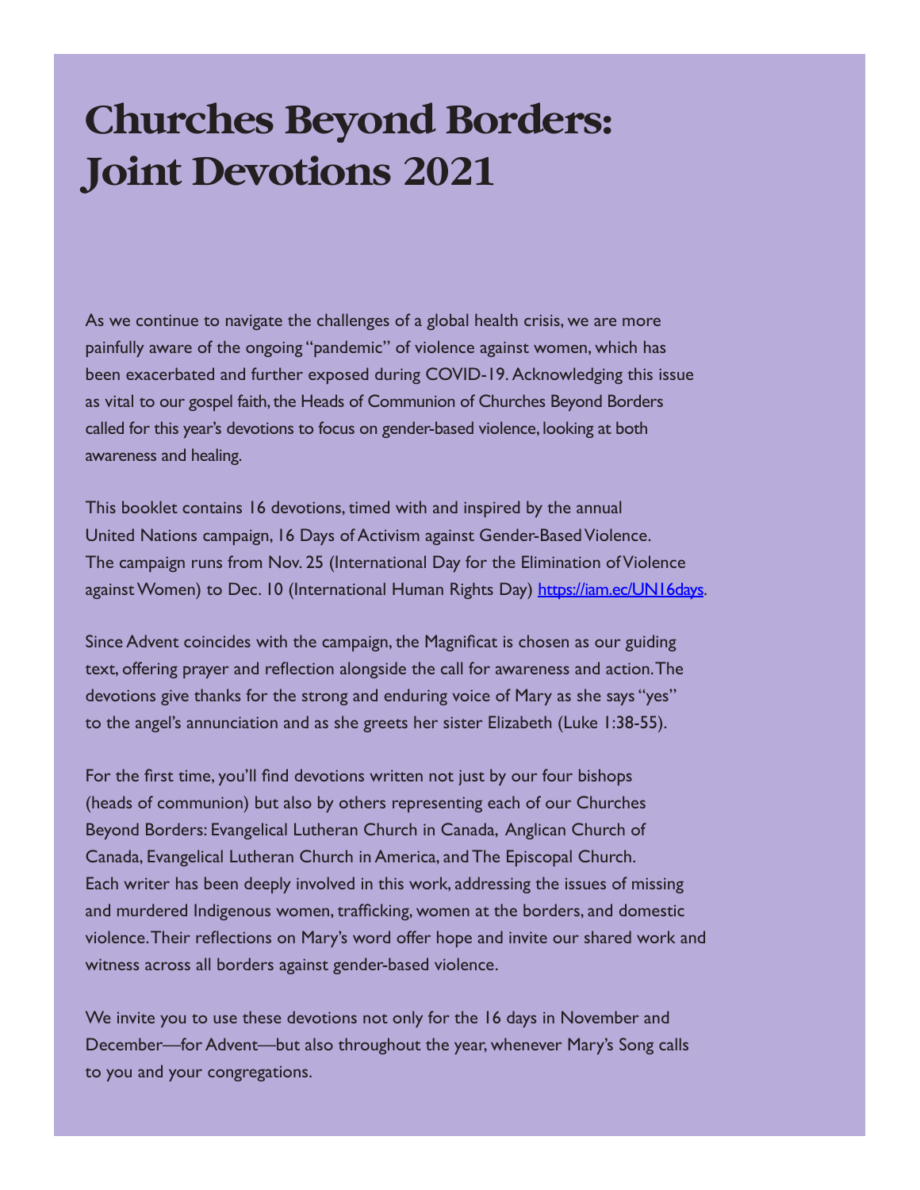# Churches Beyond Borders: Joint Devotions 2021

As we continue to navigate the challenges of a global health crisis, we are more painfully aware of the ongoing "pandemic" of violence against women, which has been exacerbated and further exposed during COVID-19. Acknowledging this issue as vital to our gospel faith, the Heads of Communion of Churches Beyond Borders called for this year's devotions to focus on gender-based violence, looking at both awareness and healing.

This booklet contains 16 devotions, timed with and inspired by the annual United Nations campaign, 16 Days of Activism against Gender-Based Violence. The campaign runs from Nov. 25 (International Day for the Elimination of Violence against Women) to Dec. 10 (International Human Rights Day) [https://iam.ec/UN16days](https://iam.ec/UN16days).

Since Advent coincides with the campaign, the Magnificat is chosen as our guiding text, offering prayer and reflection alongside the call for awareness and action. The devotions give thanks for the strong and enduring voice of Mary as she says "yes" to the angel's annunciation and as she greets her sister Elizabeth (Luke 1:38-55).

For the first time, you'll find devotions written not just by our four bishops (heads of communion) but also by others representing each of our Churches Beyond Borders: Evangelical Lutheran Church in Canada, Anglican Church of Canada, Evangelical Lutheran Church in America, and The Episcopal Church. Each writer has been deeply involved in this work, addressing the issues of missing and murdered Indigenous women, trafficking, women at the borders, and domestic violence. Their reflections on Mary's word offer hope and invite our shared work and witness across all borders against gender-based violence.

We invite you to use these devotions not only for the 16 days in November and December—for Advent—but also throughout the year, whenever Mary's Song calls to you and your congregations.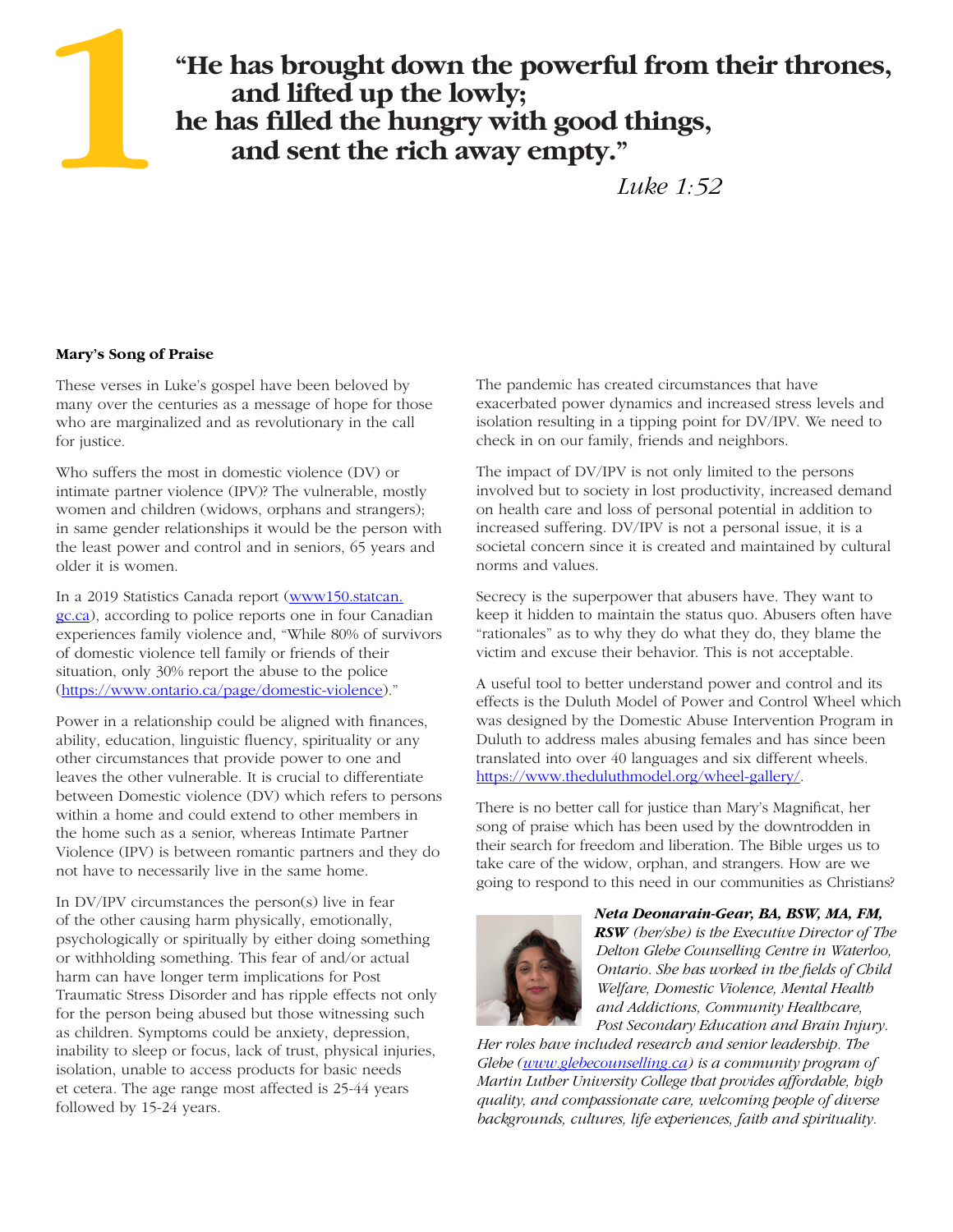1

**"He has brought down the powerful from their thrones, and lifted up the lowly; he has filled the hungry with good things, and sent the rich away empty."**

*Luke 1:52*

**Mary's Song of Praise**

These verses in Luke's gospel have been beloved by many over the centuries as a message of hope for those who are marginalized and as revolutionary in the call for justice.

Who suffers the most in domestic violence (DV) or intimate partner violence (IPV)? The vulnerable, mostly women and children (widows, orphans and strangers); in same gender relationships it would be the person with the least power and control and in seniors, 65 years and older it is women.

In a 2019 Statistics Canada report (www150.statcan.gc.ca), according to police reports one in four Canadian experiences family violence and, "While 80% of survivors of domestic violence tell family or friends of their situation, only 30% report the abuse to the police (https://www.ontario.ca/page/domestic-violence)."

Power in a relationship could be aligned with finances, ability, education, linguistic fluency, spirituality or any other circumstances that provide power to one and leaves the other vulnerable. It is crucial to differentiate between Domestic violence (DV) which refers to persons within a home and could extend to other members in the home such as a senior, whereas Intimate Partner Violence (IPV) is between romantic partners and they do not have to necessarily live in the same home.

In DV/IPV circumstances the person(s) live in fear of the other causing harm physically, emotionally, psychologically or spiritually by either doing something or withholding something. This fear of and/or actual harm can have longer term implications for Post Traumatic Stress Disorder and has ripple effects not only for the person being abused but those witnessing such as children. Symptoms could be anxiety, depression, inability to sleep or focus, lack of trust, physical injuries, isolation, unable to access products for basic needs et cetera. The age range most affected is 25-44 years followed by 15-24 years.

The pandemic has created circumstances that have exacerbated power dynamics and increased stress levels and isolation resulting in a tipping point for DV/IPV. We need to check in on our family, friends and neighbors.

The impact of DV/IPV is not only limited to the persons involved but to society in lost productivity, increased demand on health care and loss of personal potential in addition to increased suffering. DV/IPV is not a personal issue, it is a societal concern since it is created and maintained by cultural norms and values.

Secrecy is the superpower that abusers have. They want to keep it hidden to maintain the status quo. Abusers often have "rationales" as to why they do what they do, they blame the victim and excuse their behavior. This is not acceptable.

A useful tool to better understand power and control and its effects is the Duluth Model of Power and Control Wheel which was designed by the Domestic Abuse Intervention Program in Duluth to address males abusing females and has since been translated into over 40 languages and six different wheels. https://www.theduluthmodel.org/wheel-gallery/.

There is no better call for justice than Mary's Magnificat, her song of praise which has been used by the downtrodden in their search for freedom and liberation. The Bible urges us to take care of the widow, orphan, and strangers. How are we going to respond to this need in our communities as Christians?

***Neta Deonarain-Gear, BA, BSW, MA, FM, RSW*** *(her/she) is the Executive Director of The Delton Glebe Counselling Centre in Waterloo, Ontario. She has worked in the fields of Child Welfare, Domestic Violence, Mental Health and Addictions, Community Healthcare, Post Secondary Education and Brain Injury. Her roles have included research and senior leadership. The Glebe (www.glebecounselling.ca) is a community program of Martin Luther University College that provides affordable, high quality, and compassionate care, welcoming people of diverse backgrounds, cultures, life experiences, faith and spirituality.*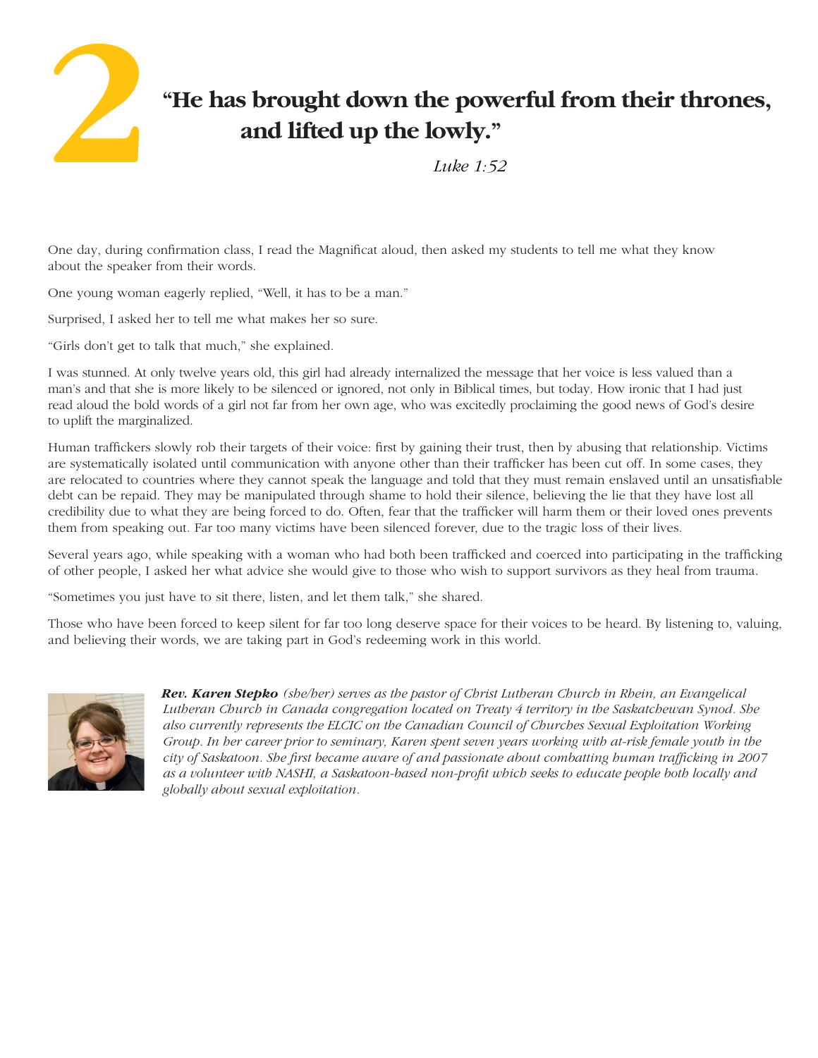# 2

## "He has brought down the powerful from their thrones, and lifted up the lowly."

*Luke 1:52*

One day, during confirmation class, I read the Magnificat aloud, then asked my students to tell me what they know about the speaker from their words.

One young woman eagerly replied, "Well, it has to be a man."

Surprised, I asked her to tell me what makes her so sure.

"Girls don't get to talk that much," she explained.

I was stunned. At only twelve years old, this girl had already internalized the message that her voice is less valued than a man's and that she is more likely to be silenced or ignored, not only in Biblical times, but today. How ironic that I had just read aloud the bold words of a girl not far from her own age, who was excitedly proclaiming the good news of God's desire to uplift the marginalized.

Human traffickers slowly rob their targets of their voice: first by gaining their trust, then by abusing that relationship. Victims are systematically isolated until communication with anyone other than their trafficker has been cut off. In some cases, they are relocated to countries where they cannot speak the language and told that they must remain enslaved until an unsatisfiable debt can be repaid. They may be manipulated through shame to hold their silence, believing the lie that they have lost all credibility due to what they are being forced to do. Often, fear that the trafficker will harm them or their loved ones prevents them from speaking out. Far too many victims have been silenced forever, due to the tragic loss of their lives.

Several years ago, while speaking with a woman who had both been trafficked and coerced into participating in the trafficking of other people, I asked her what advice she would give to those who wish to support survivors as they heal from trauma.

"Sometimes you just have to sit there, listen, and let them talk," she shared.

Those who have been forced to keep silent for far too long deserve space for their voices to be heard. By listening to, valuing, and believing their words, we are taking part in God's redeeming work in this world.

***Rev. Karen Stepko*** *(she/her) serves as the pastor of Christ Lutheran Church in Rhein, an Evangelical Lutheran Church in Canada congregation located on Treaty 4 territory in the Saskatchewan Synod. She also currently represents the ELCIC on the Canadian Council of Churches Sexual Exploitation Working Group. In her career prior to seminary, Karen spent seven years working with at-risk female youth in the city of Saskatoon. She first became aware of and passionate about combatting human trafficking in 2007 as a volunteer with NASHI, a Saskatoon-based non-profit which seeks to educate people both locally and globally about sexual exploitation.*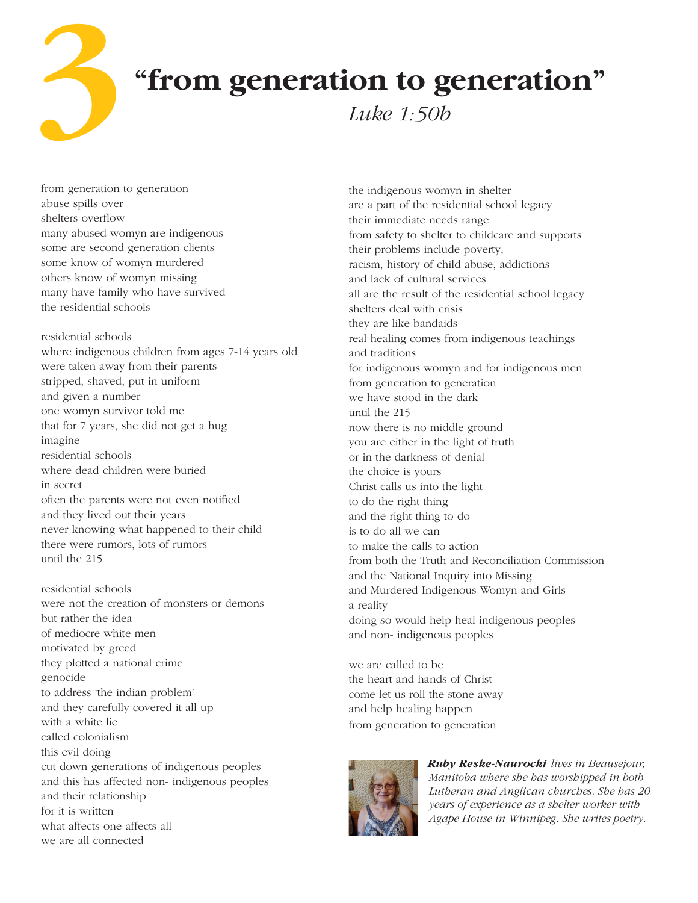# 3 "from generation to generation"

*Luke 1:50b*

from generation to generation
abuse spills over
shelters overflow
many abused womyn are indigenous
some are second generation clients
some know of womyn murdered
others know of womyn missing
many have family who have survived
the residential schools

residential schools
where indigenous children from ages 7-14 years old
were taken away from their parents
stripped, shaved, put in uniform
and given a number
one womyn survivor told me
that for 7 years, she did not get a hug
imagine
residential schools
where dead children were buried
in secret
often the parents were not even notified
and they lived out their years
never knowing what happened to their child
there were rumors, lots of rumors
until the 215

residential schools
were not the creation of monsters or demons
but rather the idea
of mediocre white men
motivated by greed
they plotted a national crime
genocide
to address 'the indian problem'
and they carefully covered it all up
with a white lie
called colonialism
this evil doing
cut down generations of indigenous peoples
and this has affected non- indigenous peoples
and their relationship
for it is written
what affects one affects all
we are all connected

the indigenous womyn in shelter
are a part of the residential school legacy
their immediate needs range
from safety to shelter to childcare and supports
their problems include poverty,
racism, history of child abuse, addictions
and lack of cultural services
all are the result of the residential school legacy
shelters deal with crisis
they are like bandaids
real healing comes from indigenous teachings
and traditions
for indigenous womyn and for indigenous men
from generation to generation
we have stood in the dark
until the 215
now there is no middle ground
you are either in the light of truth
or in the darkness of denial
the choice is yours
Christ calls us into the light
to do the right thing
and the right thing to do
is to do all we can
to make the calls to action
from both the Truth and Reconciliation Commission
and the National Inquiry into Missing
and Murdered Indigenous Womyn and Girls
a reality
doing so would help heal indigenous peoples
and non- indigenous peoples

we are called to be
the heart and hands of Christ
come let us roll the stone away
and help healing happen
from generation to generation

***Ruby Reske-Naurocki*** *lives in Beausejour, Manitoba where she has worshipped in both Lutheran and Anglican churches. She has 20 years of experience as a shelter worker with Agape House in Winnipeg. She writes poetry.*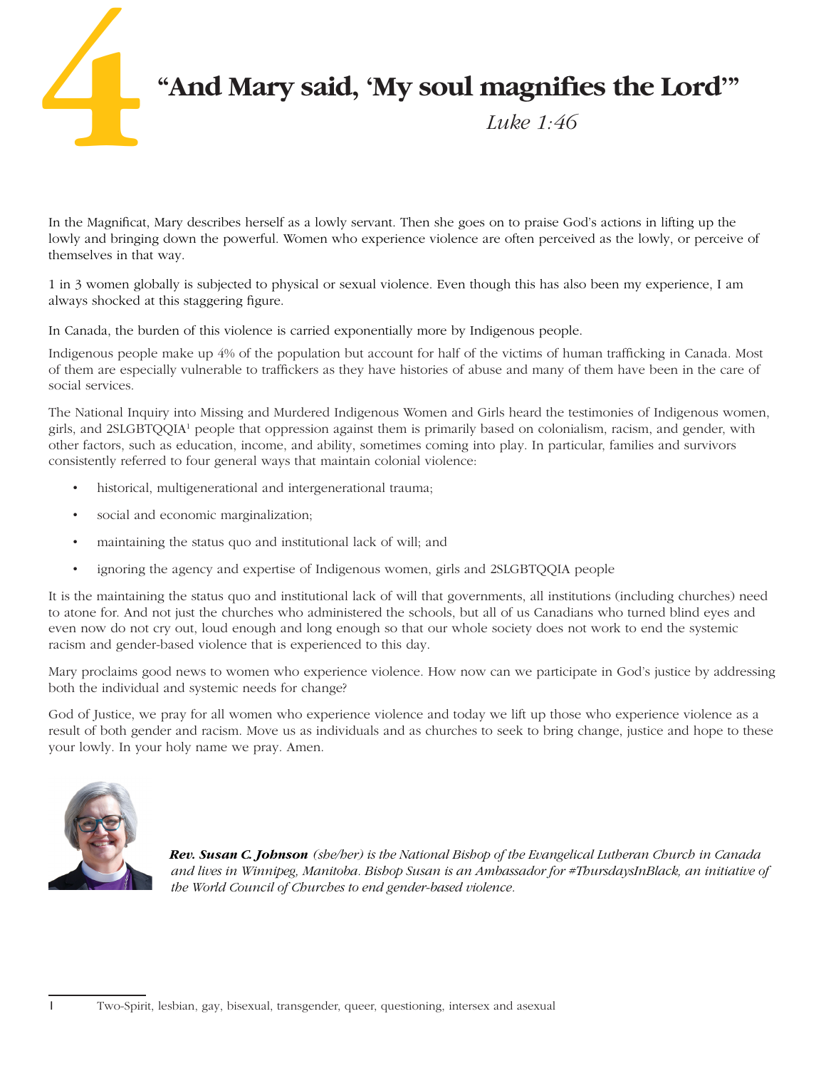# 4 "And Mary said, 'My soul magnifies the Lord'"

*Luke 1:46*

In the Magnificat, Mary describes herself as a lowly servant. Then she goes on to praise God's actions in lifting up the lowly and bringing down the powerful. Women who experience violence are often perceived as the lowly, or perceive of themselves in that way.

1 in 3 women globally is subjected to physical or sexual violence. Even though this has also been my experience, I am always shocked at this staggering figure.

In Canada, the burden of this violence is carried exponentially more by Indigenous people.

Indigenous people make up 4% of the population but account for half of the victims of human trafficking in Canada. Most of them are especially vulnerable to traffickers as they have histories of abuse and many of them have been in the care of social services.

The National Inquiry into Missing and Murdered Indigenous Women and Girls heard the testimonies of Indigenous women, girls, and 2SLGBTQQIA[1] people that oppression against them is primarily based on colonialism, racism, and gender, with other factors, such as education, income, and ability, sometimes coming into play. In particular, families and survivors consistently referred to four general ways that maintain colonial violence:

- historical, multigenerational and intergenerational trauma;
- social and economic marginalization;
- maintaining the status quo and institutional lack of will; and
- ignoring the agency and expertise of Indigenous women, girls and 2SLGBTQQIA people

It is the maintaining the status quo and institutional lack of will that governments, all institutions (including churches) need to atone for. And not just the churches who administered the schools, but all of us Canadians who turned blind eyes and even now do not cry out, loud enough and long enough so that our whole society does not work to end the systemic racism and gender-based violence that is experienced to this day.

Mary proclaims good news to women who experience violence. How now can we participate in God's justice by addressing both the individual and systemic needs for change?

God of Justice, we pray for all women who experience violence and today we lift up those who experience violence as a result of both gender and racism. Move us as individuals and as churches to seek to bring change, justice and hope to these your lowly. In your holy name we pray. Amen.

***Rev. Susan C. Johnson*** *(she/her) is the National Bishop of the Evangelical Lutheran Church in Canada and lives in Winnipeg, Manitoba. Bishop Susan is an Ambassador for #ThursdaysInBlack, an initiative of the World Council of Churches to end gender-based violence.*

---

1 Two-Spirit, lesbian, gay, bisexual, transgender, queer, questioning, intersex and asexual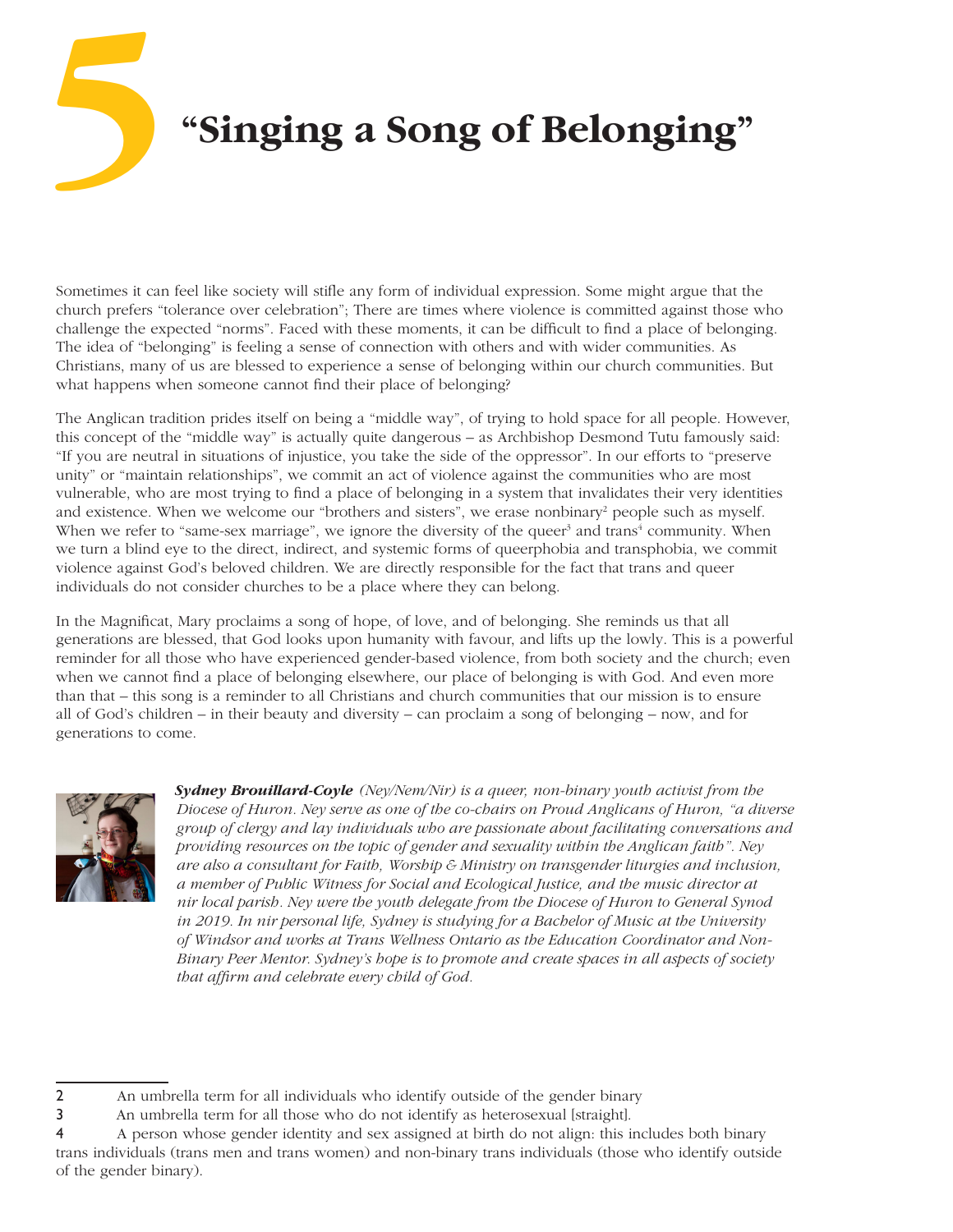# 5 "Singing a Song of Belonging"

Sometimes it can feel like society will stifle any form of individual expression. Some might argue that the church prefers "tolerance over celebration"; There are times where violence is committed against those who challenge the expected "norms". Faced with these moments, it can be difficult to find a place of belonging. The idea of "belonging" is feeling a sense of connection with others and with wider communities. As Christians, many of us are blessed to experience a sense of belonging within our church communities. But what happens when someone cannot find their place of belonging?

The Anglican tradition prides itself on being a "middle way", of trying to hold space for all people. However, this concept of the "middle way" is actually quite dangerous – as Archbishop Desmond Tutu famously said: "If you are neutral in situations of injustice, you take the side of the oppressor". In our efforts to "preserve unity" or "maintain relationships", we commit an act of violence against the communities who are most vulnerable, who are most trying to find a place of belonging in a system that invalidates their very identities and existence. When we welcome our "brothers and sisters", we erase nonbinary[2] people such as myself. When we refer to "same-sex marriage", we ignore the diversity of the queer[3] and trans[4] community. When we turn a blind eye to the direct, indirect, and systemic forms of queerphobia and transphobia, we commit violence against God's beloved children. We are directly responsible for the fact that trans and queer individuals do not consider churches to be a place where they can belong.

In the Magnificat, Mary proclaims a song of hope, of love, and of belonging. She reminds us that all generations are blessed, that God looks upon humanity with favour, and lifts up the lowly. This is a powerful reminder for all those who have experienced gender-based violence, from both society and the church; even when we cannot find a place of belonging elsewhere, our place of belonging is with God. And even more than that – this song is a reminder to all Christians and church communities that our mission is to ensure all of God's children – in their beauty and diversity – can proclaim a song of belonging – now, and for generations to come.

***Sydney Brouillard-Coyle*** *(Ney/Nem/Nir) is a queer, non-binary youth activist from the Diocese of Huron. Ney serve as one of the co-chairs on Proud Anglicans of Huron, "a diverse group of clergy and lay individuals who are passionate about facilitating conversations and providing resources on the topic of gender and sexuality within the Anglican faith". Ney are also a consultant for Faith, Worship & Ministry on transgender liturgies and inclusion, a member of Public Witness for Social and Ecological Justice, and the music director at nir local parish. Ney were the youth delegate from the Diocese of Huron to General Synod in 2019. In nir personal life, Sydney is studying for a Bachelor of Music at the University of Windsor and works at Trans Wellness Ontario as the Education Coordinator and Non-Binary Peer Mentor. Sydney's hope is to promote and create spaces in all aspects of society that affirm and celebrate every child of God.*

---

2 An umbrella term for all individuals who identify outside of the gender binary

3 An umbrella term for all those who do not identify as heterosexual [straight].

4 A person whose gender identity and sex assigned at birth do not align: this includes both binary trans individuals (trans men and trans women) and non-binary trans individuals (those who identify outside of the gender binary).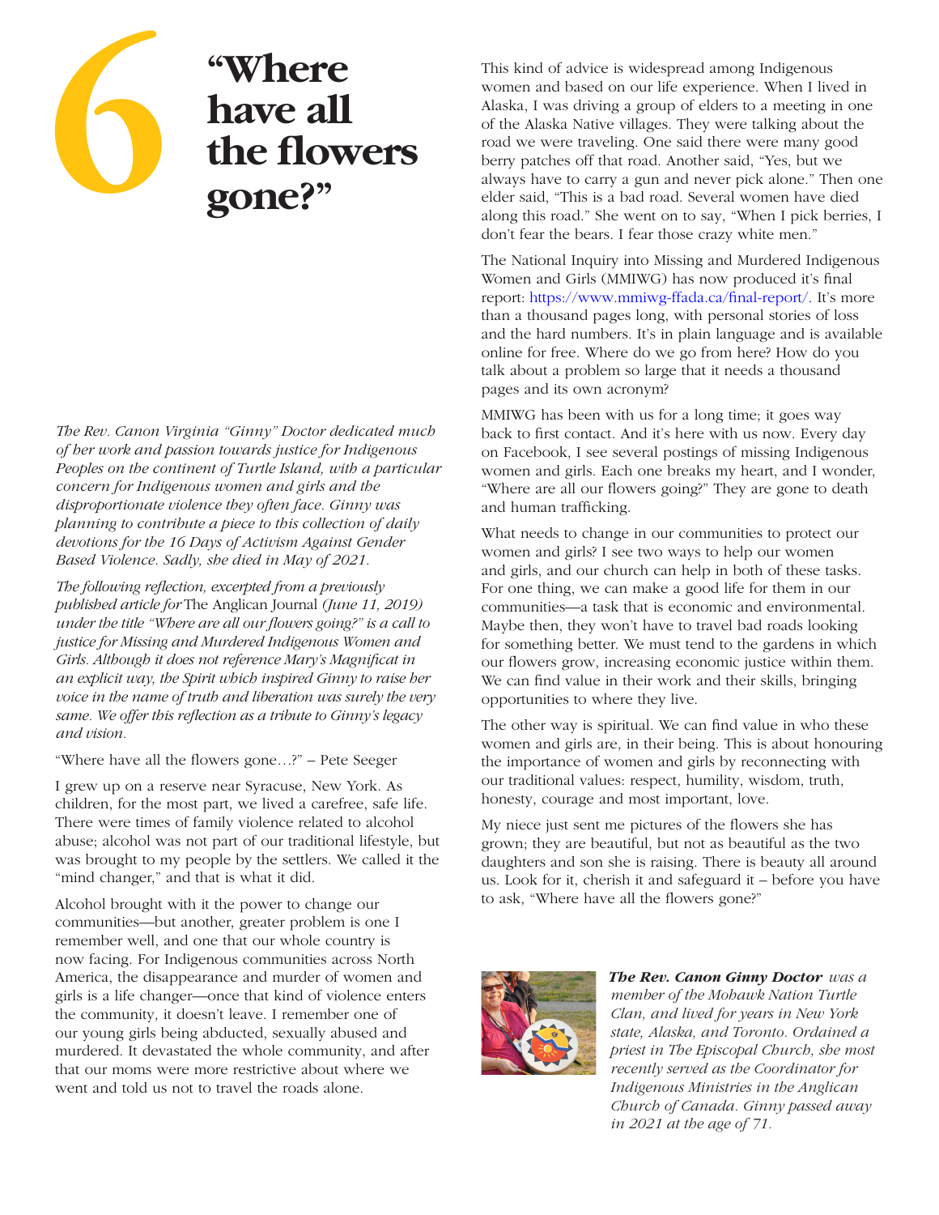# 6 "Where have all the flowers gone?"

*The Rev. Canon Virginia "Ginny" Doctor dedicated much of her work and passion towards justice for Indigenous Peoples on the continent of Turtle Island, with a particular concern for Indigenous women and girls and the disproportionate violence they often face. Ginny was planning to contribute a piece to this collection of daily devotions for the 16 Days of Activism Against Gender Based Violence. Sadly, she died in May of 2021.*

*The following reflection, excerpted from a previously published article for* The Anglican Journal *(June 11, 2019) under the title "Where are all our flowers going?" is a call to justice for Missing and Murdered Indigenous Women and Girls. Although it does not reference Mary's Magnificat in an explicit way, the Spirit which inspired Ginny to raise her voice in the name of truth and liberation was surely the very same. We offer this reflection as a tribute to Ginny's legacy and vision.*

"Where have all the flowers gone…?" – Pete Seeger

I grew up on a reserve near Syracuse, New York. As children, for the most part, we lived a carefree, safe life. There were times of family violence related to alcohol abuse; alcohol was not part of our traditional lifestyle, but was brought to my people by the settlers. We called it the "mind changer," and that is what it did.

Alcohol brought with it the power to change our communities—but another, greater problem is one I remember well, and one that our whole country is now facing. For Indigenous communities across North America, the disappearance and murder of women and girls is a life changer—once that kind of violence enters the community, it doesn't leave. I remember one of our young girls being abducted, sexually abused and murdered. It devastated the whole community, and after that our moms were more restrictive about where we went and told us not to travel the roads alone.

This kind of advice is widespread among Indigenous women and based on our life experience. When I lived in Alaska, I was driving a group of elders to a meeting in one of the Alaska Native villages. They were talking about the road we were traveling. One said there were many good berry patches off that road. Another said, "Yes, but we always have to carry a gun and never pick alone." Then one elder said, "This is a bad road. Several women have died along this road." She went on to say, "When I pick berries, I don't fear the bears. I fear those crazy white men."

The National Inquiry into Missing and Murdered Indigenous Women and Girls (MMIWG) has now produced it's final report: https://www.mmiwg-ffada.ca/final-report/. It's more than a thousand pages long, with personal stories of loss and the hard numbers. It's in plain language and is available online for free. Where do we go from here? How do you talk about a problem so large that it needs a thousand pages and its own acronym?

MMIWG has been with us for a long time; it goes way back to first contact. And it's here with us now. Every day on Facebook, I see several postings of missing Indigenous women and girls. Each one breaks my heart, and I wonder, "Where are all our flowers going?" They are gone to death and human trafficking.

What needs to change in our communities to protect our women and girls? I see two ways to help our women and girls, and our church can help in both of these tasks. For one thing, we can make a good life for them in our communities—a task that is economic and environmental. Maybe then, they won't have to travel bad roads looking for something better. We must tend to the gardens in which our flowers grow, increasing economic justice within them. We can find value in their work and their skills, bringing opportunities to where they live.

The other way is spiritual. We can find value in who these women and girls are, in their being. This is about honouring the importance of women and girls by reconnecting with our traditional values: respect, humility, wisdom, truth, honesty, courage and most important, love.

My niece just sent me pictures of the flowers she has grown; they are beautiful, but not as beautiful as the two daughters and son she is raising. There is beauty all around us. Look for it, cherish it and safeguard it – before you have to ask, "Where have all the flowers gone?"

***The Rev. Canon Ginny Doctor*** *was a member of the Mohawk Nation Turtle Clan, and lived for years in New York state, Alaska, and Toronto. Ordained a priest in The Episcopal Church, she most recently served as the Coordinator for Indigenous Ministries in the Anglican Church of Canada. Ginny passed away in 2021 at the age of 71.*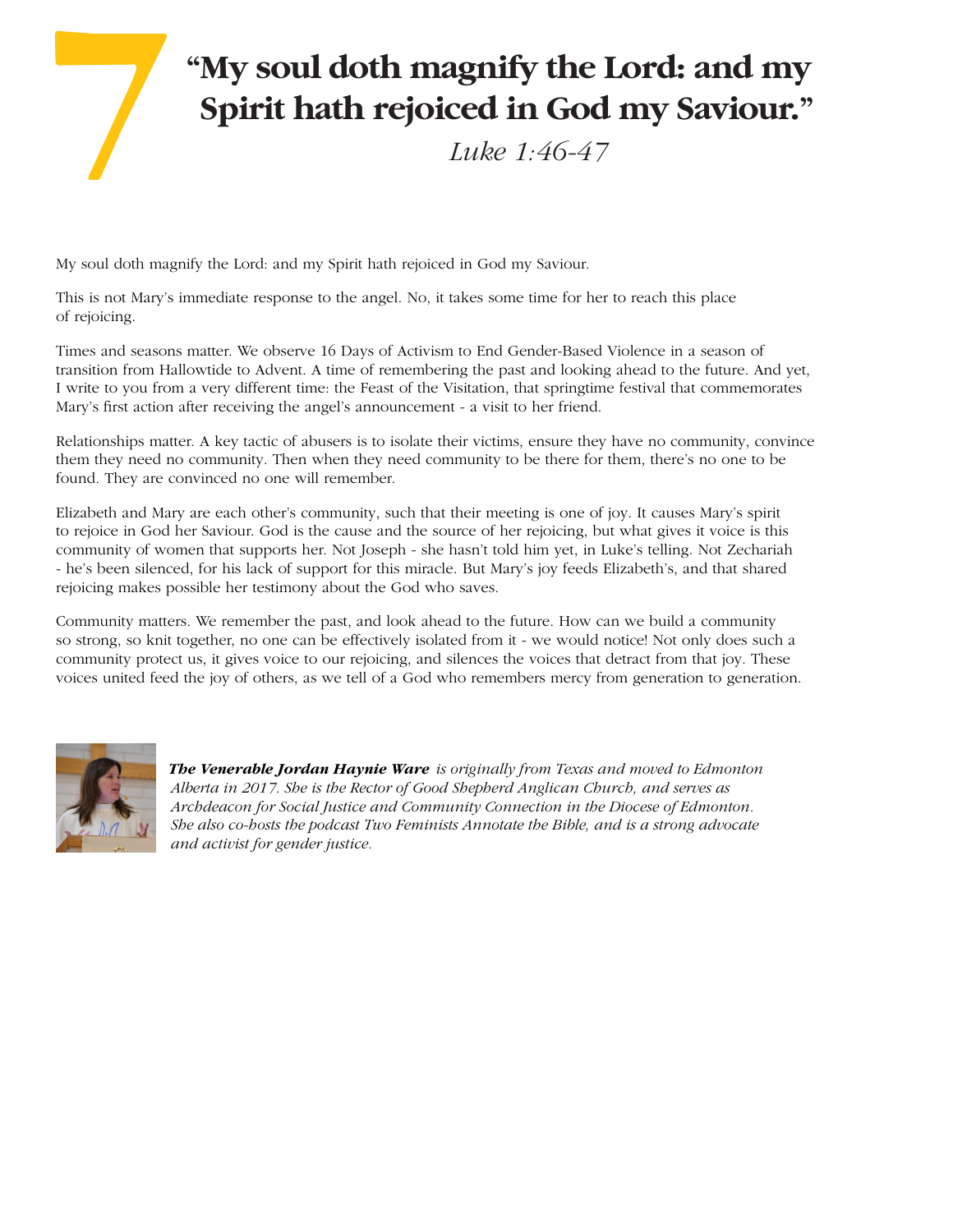# 7

# "My soul doth magnify the Lord: and my Spirit hath rejoiced in God my Saviour."

*Luke 1:46-47*

My soul doth magnify the Lord: and my Spirit hath rejoiced in God my Saviour.

This is not Mary's immediate response to the angel. No, it takes some time for her to reach this place of rejoicing.

Times and seasons matter. We observe 16 Days of Activism to End Gender-Based Violence in a season of transition from Hallowtide to Advent. A time of remembering the past and looking ahead to the future. And yet, I write to you from a very different time: the Feast of the Visitation, that springtime festival that commemorates Mary's first action after receiving the angel's announcement - a visit to her friend.

Relationships matter. A key tactic of abusers is to isolate their victims, ensure they have no community, convince them they need no community. Then when they need community to be there for them, there's no one to be found. They are convinced no one will remember.

Elizabeth and Mary are each other's community, such that their meeting is one of joy. It causes Mary's spirit to rejoice in God her Saviour. God is the cause and the source of her rejoicing, but what gives it voice is this community of women that supports her. Not Joseph - she hasn't told him yet, in Luke's telling. Not Zechariah - he's been silenced, for his lack of support for this miracle. But Mary's joy feeds Elizabeth's, and that shared rejoicing makes possible her testimony about the God who saves.

Community matters. We remember the past, and look ahead to the future. How can we build a community so strong, so knit together, no one can be effectively isolated from it - we would notice! Not only does such a community protect us, it gives voice to our rejoicing, and silences the voices that detract from that joy. These voices united feed the joy of others, as we tell of a God who remembers mercy from generation to generation.

***The Venerable Jordan Haynie Ware*** *is originally from Texas and moved to Edmonton Alberta in 2017. She is the Rector of Good Shepherd Anglican Church, and serves as Archdeacon for Social Justice and Community Connection in the Diocese of Edmonton. She also co-hosts the podcast Two Feminists Annotate the Bible, and is a strong advocate and activist for gender justice.*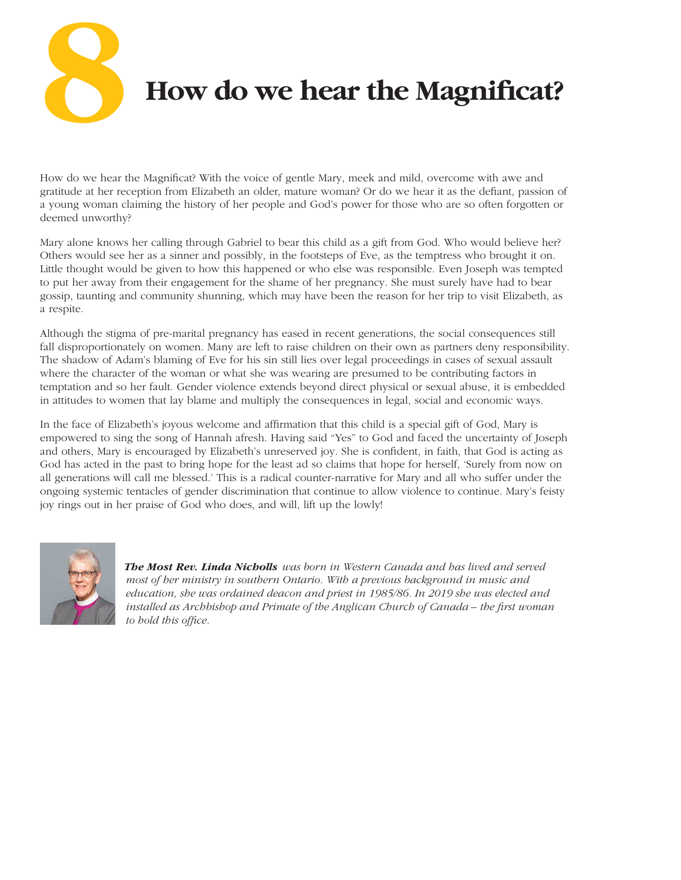# 8 How do we hear the Magnificat?

How do we hear the Magnificat? With the voice of gentle Mary, meek and mild, overcome with awe and gratitude at her reception from Elizabeth an older, mature woman? Or do we hear it as the defiant, passion of a young woman claiming the history of her people and God's power for those who are so often forgotten or deemed unworthy?

Mary alone knows her calling through Gabriel to bear this child as a gift from God. Who would believe her? Others would see her as a sinner and possibly, in the footsteps of Eve, as the temptress who brought it on. Little thought would be given to how this happened or who else was responsible. Even Joseph was tempted to put her away from their engagement for the shame of her pregnancy. She must surely have had to bear gossip, taunting and community shunning, which may have been the reason for her trip to visit Elizabeth, as a respite.

Although the stigma of pre-marital pregnancy has eased in recent generations, the social consequences still fall disproportionately on women. Many are left to raise children on their own as partners deny responsibility. The shadow of Adam's blaming of Eve for his sin still lies over legal proceedings in cases of sexual assault where the character of the woman or what she was wearing are presumed to be contributing factors in temptation and so her fault. Gender violence extends beyond direct physical or sexual abuse, it is embedded in attitudes to women that lay blame and multiply the consequences in legal, social and economic ways.

In the face of Elizabeth's joyous welcome and affirmation that this child is a special gift of God, Mary is empowered to sing the song of Hannah afresh. Having said "Yes" to God and faced the uncertainty of Joseph and others, Mary is encouraged by Elizabeth's unreserved joy. She is confident, in faith, that God is acting as God has acted in the past to bring hope for the least ad so claims that hope for herself, 'Surely from now on all generations will call me blessed.' This is a radical counter-narrative for Mary and all who suffer under the ongoing systemic tentacles of gender discrimination that continue to allow violence to continue. Mary's feisty joy rings out in her praise of God who does, and will, lift up the lowly!

***The Most Rev. Linda Nicholls*** *was born in Western Canada and has lived and served most of her ministry in southern Ontario. With a previous background in music and education, she was ordained deacon and priest in 1985/86. In 2019 she was elected and installed as Archbishop and Primate of the Anglican Church of Canada – the first woman to hold this office.*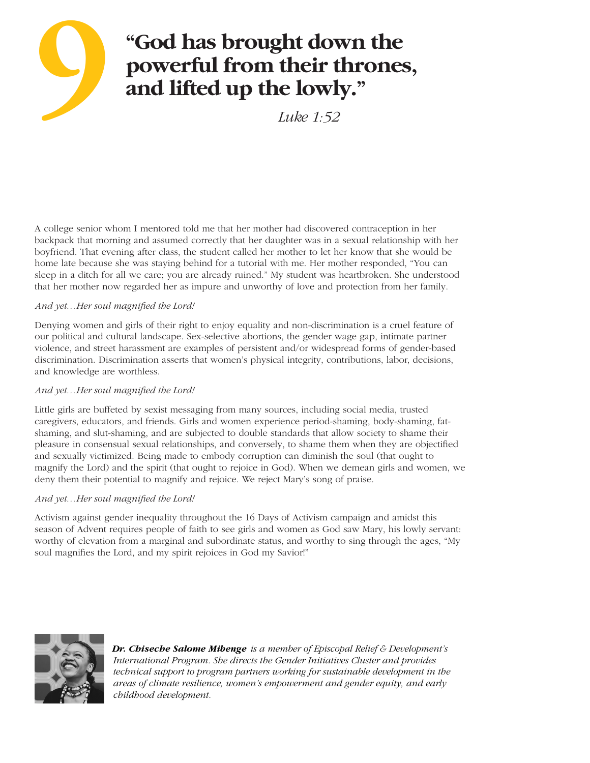# 9

# "God has brought down the powerful from their thrones, and lifted up the lowly."

*Luke 1:52*

A college senior whom I mentored told me that her mother had discovered contraception in her backpack that morning and assumed correctly that her daughter was in a sexual relationship with her boyfriend. That evening after class, the student called her mother to let her know that she would be home late because she was staying behind for a tutorial with me. Her mother responded, "You can sleep in a ditch for all we care; you are already ruined." My student was heartbroken. She understood that her mother now regarded her as impure and unworthy of love and protection from her family.

*And yet…Her soul magnified the Lord!*

Denying women and girls of their right to enjoy equality and non-discrimination is a cruel feature of our political and cultural landscape. Sex-selective abortions, the gender wage gap, intimate partner violence, and street harassment are examples of persistent and/or widespread forms of gender-based discrimination. Discrimination asserts that women's physical integrity, contributions, labor, decisions, and knowledge are worthless.

*And yet…Her soul magnified the Lord!*

Little girls are buffeted by sexist messaging from many sources, including social media, trusted caregivers, educators, and friends. Girls and women experience period-shaming, body-shaming, fat-shaming, and slut-shaming, and are subjected to double standards that allow society to shame their pleasure in consensual sexual relationships, and conversely, to shame them when they are objectified and sexually victimized. Being made to embody corruption can diminish the soul (that ought to magnify the Lord) and the spirit (that ought to rejoice in God). When we demean girls and women, we deny them their potential to magnify and rejoice. We reject Mary's song of praise.

*And yet…Her soul magnified the Lord!*

Activism against gender inequality throughout the 16 Days of Activism campaign and amidst this season of Advent requires people of faith to see girls and women as God saw Mary, his lowly servant: worthy of elevation from a marginal and subordinate status, and worthy to sing through the ages, "My soul magnifies the Lord, and my spirit rejoices in God my Savior!"

***Dr. Chiseche Salome Mibenge*** *is a member of Episcopal Relief & Development's International Program. She directs the Gender Initiatives Cluster and provides technical support to program partners working for sustainable development in the areas of climate resilience, women's empowerment and gender equity, and early childhood development.*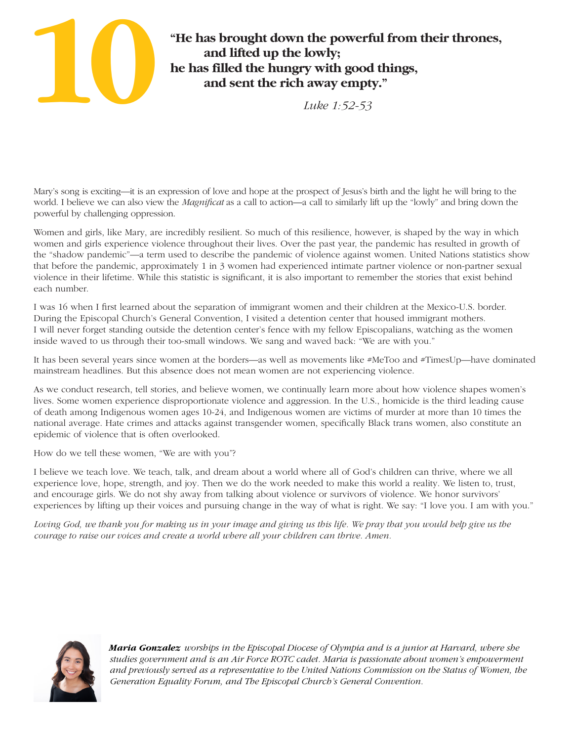# 10

**"He has brought down the powerful from their thrones,**
**and lifted up the lowly;**
**he has filled the hungry with good things,**
**and sent the rich away empty."**

*Luke 1:52-53*

Mary's song is exciting—it is an expression of love and hope at the prospect of Jesus's birth and the light he will bring to the world. I believe we can also view the *Magnificat* as a call to action—a call to similarly lift up the "lowly" and bring down the powerful by challenging oppression.

Women and girls, like Mary, are incredibly resilient. So much of this resilience, however, is shaped by the way in which women and girls experience violence throughout their lives. Over the past year, the pandemic has resulted in growth of the "shadow pandemic"—a term used to describe the pandemic of violence against women. United Nations statistics show that before the pandemic, approximately 1 in 3 women had experienced intimate partner violence or non-partner sexual violence in their lifetime. While this statistic is significant, it is also important to remember the stories that exist behind each number.

I was 16 when I first learned about the separation of immigrant women and their children at the Mexico-U.S. border. During the Episcopal Church's General Convention, I visited a detention center that housed immigrant mothers. I will never forget standing outside the detention center's fence with my fellow Episcopalians, watching as the women inside waved to us through their too-small windows. We sang and waved back: "We are with you."

It has been several years since women at the borders—as well as movements like #MeToo and #TimesUp—have dominated mainstream headlines. But this absence does not mean women are not experiencing violence.

As we conduct research, tell stories, and believe women, we continually learn more about how violence shapes women's lives. Some women experience disproportionate violence and aggression. In the U.S., homicide is the third leading cause of death among Indigenous women ages 10-24, and Indigenous women are victims of murder at more than 10 times the national average. Hate crimes and attacks against transgender women, specifically Black trans women, also constitute an epidemic of violence that is often overlooked.

How do we tell these women, "We are with you"?

I believe we teach love. We teach, talk, and dream about a world where all of God's children can thrive, where we all experience love, hope, strength, and joy. Then we do the work needed to make this world a reality. We listen to, trust, and encourage girls. We do not shy away from talking about violence or survivors of violence. We honor survivors' experiences by lifting up their voices and pursuing change in the way of what is right. We say: "I love you. I am with you."

*Loving God, we thank you for making us in your image and giving us this life. We pray that you would help give us the courage to raise our voices and create a world where all your children can thrive. Amen.*

***Maria Gonzalez*** *worships in the Episcopal Diocese of Olympia and is a junior at Harvard, where she studies government and is an Air Force ROTC cadet. Maria is passionate about women's empowerment and previously served as a representative to the United Nations Commission on the Status of Women, the Generation Equality Forum, and The Episcopal Church's General Convention.*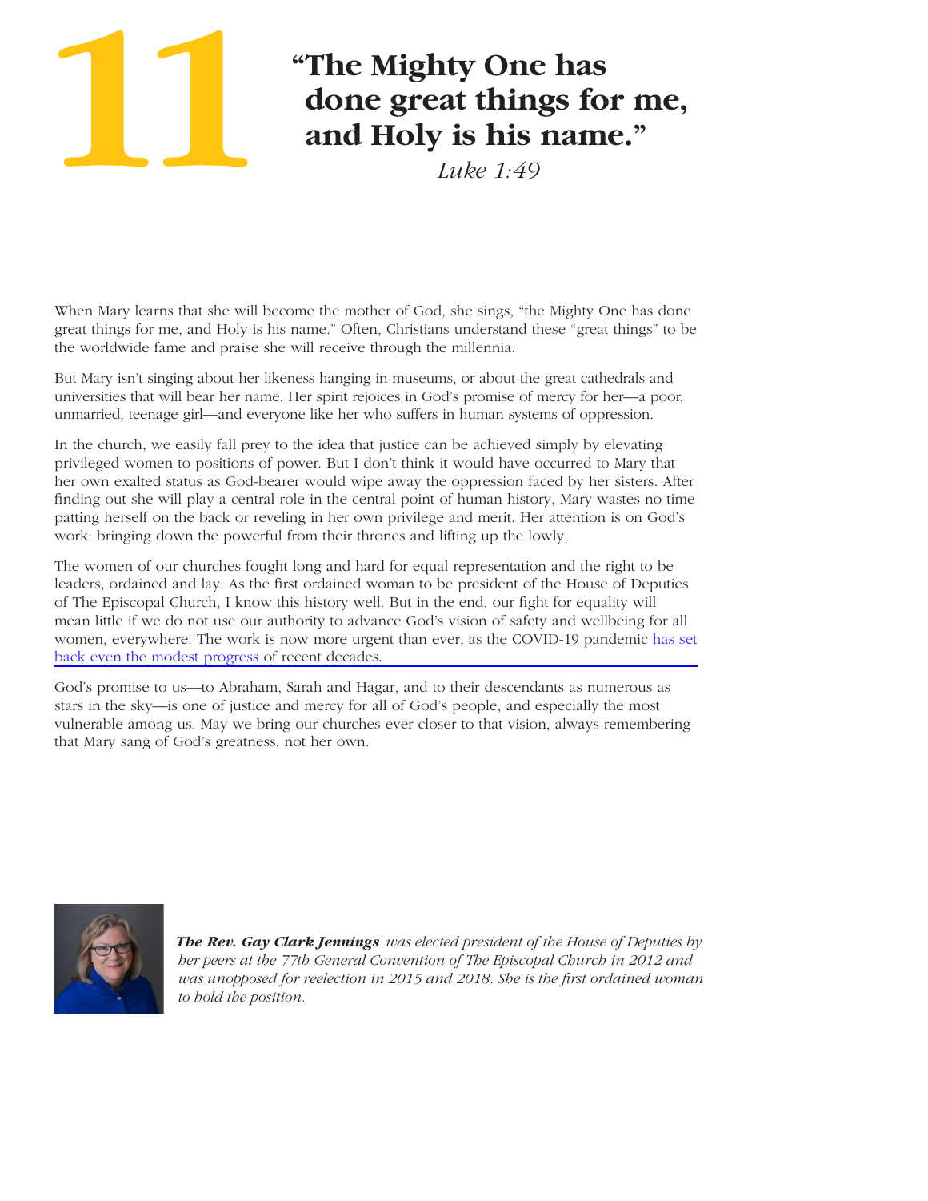# 11 "The Mighty One has done great things for me, and Holy is his name."

*Luke 1:49*

When Mary learns that she will become the mother of God, she sings, "the Mighty One has done great things for me, and Holy is his name." Often, Christians understand these "great things" to be the worldwide fame and praise she will receive through the millennia.

But Mary isn't singing about her likeness hanging in museums, or about the great cathedrals and universities that will bear her name. Her spirit rejoices in God's promise of mercy for her—a poor, unmarried, teenage girl—and everyone like her who suffers in human systems of oppression.

In the church, we easily fall prey to the idea that justice can be achieved simply by elevating privileged women to positions of power. But I don't think it would have occurred to Mary that her own exalted status as God-bearer would wipe away the oppression faced by her sisters. After finding out she will play a central role in the central point of human history, Mary wastes no time patting herself on the back or reveling in her own privilege and merit. Her attention is on God's work: bringing down the powerful from their thrones and lifting up the lowly.

The women of our churches fought long and hard for equal representation and the right to be leaders, ordained and lay. As the first ordained woman to be president of the House of Deputies of The Episcopal Church, I know this history well. But in the end, our fight for equality will mean little if we do not use our authority to advance God's vision of safety and wellbeing for all women, everywhere. The work is now more urgent than ever, as the COVID-19 pandemic has set back even the modest progress of recent decades.

God's promise to us—to Abraham, Sarah and Hagar, and to their descendants as numerous as stars in the sky—is one of justice and mercy for all of God's people, and especially the most vulnerable among us. May we bring our churches ever closer to that vision, always remembering that Mary sang of God's greatness, not her own.

***The Rev. Gay Clark Jennings*** *was elected president of the House of Deputies by her peers at the 77th General Convention of The Episcopal Church in 2012 and was unopposed for reelection in 2015 and 2018. She is the first ordained woman to hold the position.*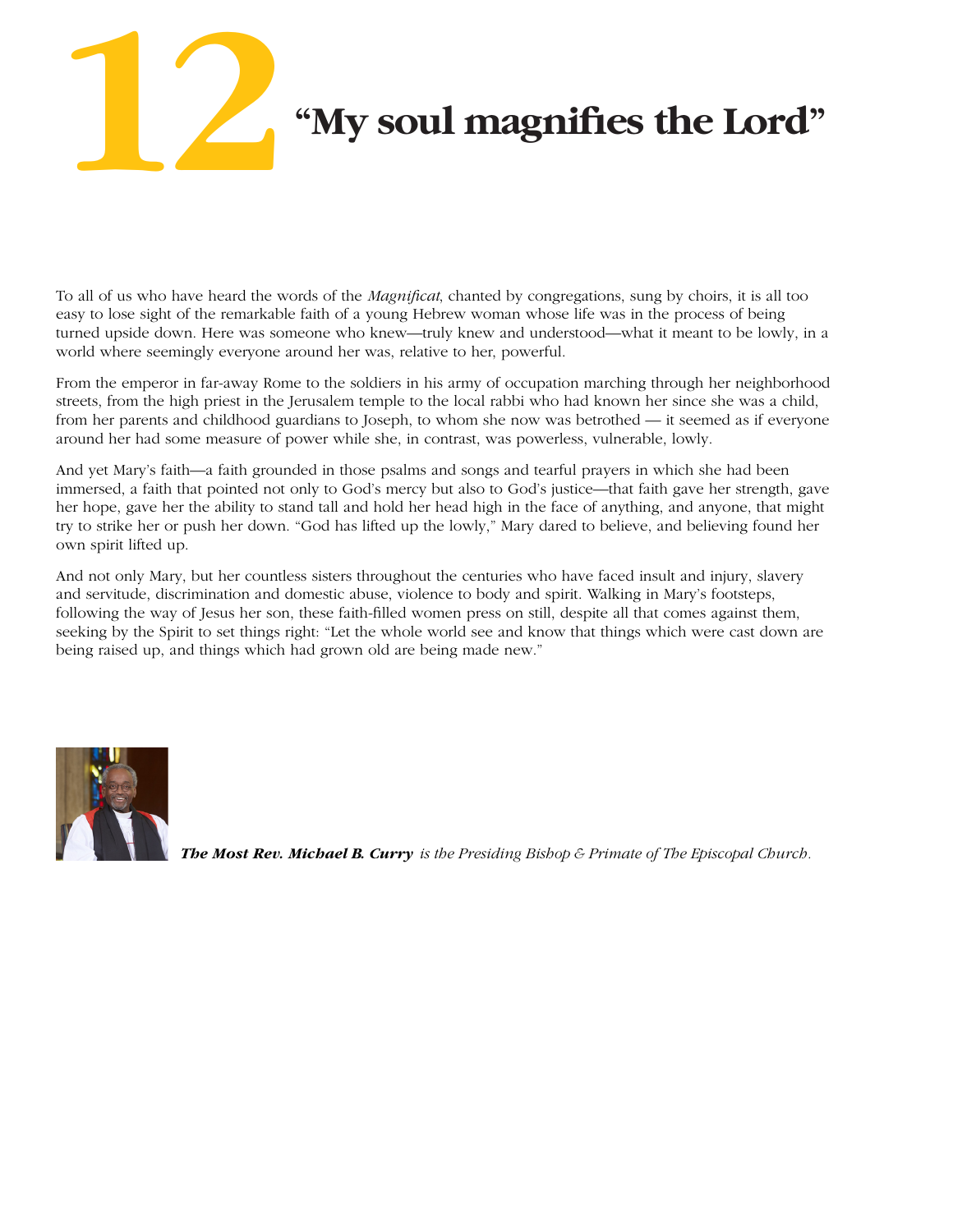# 12 "My soul magnifies the Lord"

To all of us who have heard the words of the *Magnificat*, chanted by congregations, sung by choirs, it is all too easy to lose sight of the remarkable faith of a young Hebrew woman whose life was in the process of being turned upside down. Here was someone who knew—truly knew and understood—what it meant to be lowly, in a world where seemingly everyone around her was, relative to her, powerful.

From the emperor in far-away Rome to the soldiers in his army of occupation marching through her neighborhood streets, from the high priest in the Jerusalem temple to the local rabbi who had known her since she was a child, from her parents and childhood guardians to Joseph, to whom she now was betrothed — it seemed as if everyone around her had some measure of power while she, in contrast, was powerless, vulnerable, lowly.

And yet Mary's faith—a faith grounded in those psalms and songs and tearful prayers in which she had been immersed, a faith that pointed not only to God's mercy but also to God's justice—that faith gave her strength, gave her hope, gave her the ability to stand tall and hold her head high in the face of anything, and anyone, that might try to strike her or push her down. "God has lifted up the lowly," Mary dared to believe, and believing found her own spirit lifted up.

And not only Mary, but her countless sisters throughout the centuries who have faced insult and injury, slavery and servitude, discrimination and domestic abuse, violence to body and spirit. Walking in Mary's footsteps, following the way of Jesus her son, these faith-filled women press on still, despite all that comes against them, seeking by the Spirit to set things right: "Let the whole world see and know that things which were cast down are being raised up, and things which had grown old are being made new."

***The Most Rev. Michael B. Curry*** *is the Presiding Bishop & Primate of The Episcopal Church.*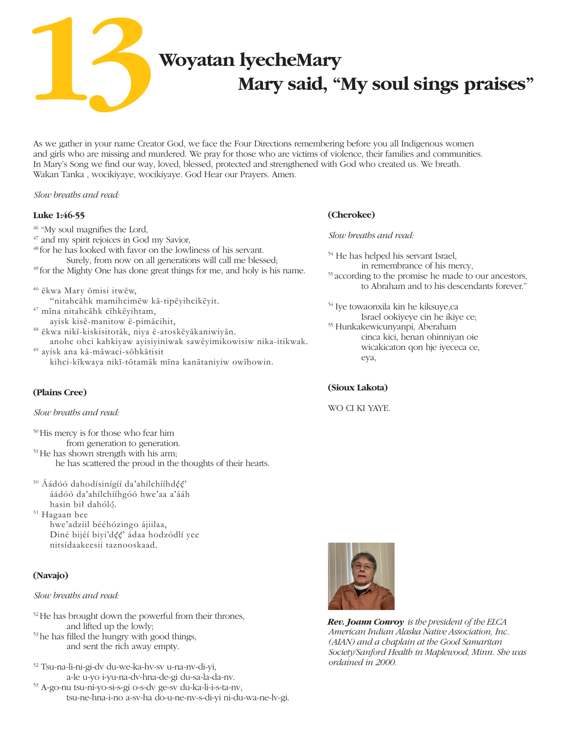# 13

## Woyatan IyecheMary
## Mary said, "My soul sings praises"

As we gather in your name Creator God, we face the Four Directions remembering before you all Indigenous women and girls who are missing and murdered. We pray for those who are victims of violence, their families and communities. In Mary's Song we find our way, loved, blessed, protected and strengthened with God who created us. We breath. Wakan Tanka , wocikiyaye, wocikiyaye. God Hear our Prayers. Amen.

*Slow breaths and read:*

**Luke 1:46-55**

46 "My soul magnifies the Lord,
47 and my spirit rejoices in God my Savior,
48 for he has looked with favor on the lowliness of his servant.
Surely, from now on all generations will call me blessed;
49 for the Mighty One has done great things for me, and holy is his name.

46 ēkwa Mary ōmisi itwēw,
"nitahcāhk mamihcimēw kā-tipēyihcikēyit.
47 mīna nitahcāhk cīhkēyihtam,
ayisk kisē-manitow ē-pimācihit,
48 ēkwa nikī-kiskisitotāk, niya ē-atoskēyākaniwiyān.
anohc ohci kahkiyaw ayisiyiniwak sawēyimikowisiw nika-itikwak.
49 ayisk ana kā-māwaci-sōhkātisit
kihci-kīkwaya nikī-tōtamāk mīna kanātaniyiw owīhowin.

**(Plains Cree)**

*Slow breaths and read:*

50 His mercy is for those who fear him
from generation to generation.
51 He has shown strength with his arm;
he has scattered the proud in the thoughts of their hearts.

50 Áádóó dahodísinígíí da'ahílchííhdę́ę́'
áádóó da'ahílchííhgóó hwe'aa a'ááh
hasin bił dahóló.
51 Hagaan bee
hwe'adziil bééhózingo ájiilaa,
Diné bijéí biyi'dę́ę́' ádaa hodzódlí yee
nitsídaakeesii taznooskaad.

**(Navajo)**

*Slow breaths and read:*

52 He has brought down the powerful from their thrones,
and lifted up the lowly;
53 he has filled the hungry with good things,
and sent the rich away empty.

52 Tsu-na-li-ni-gi-dv du-we-ka-hv-sv u-na-nv-di-yi,
a-le u-yo i-yu-na-dv-hna-de-gi du-sa-la-da-nv.
53 A-go-nu tsu-ni-yo-si-s-gi o-s-dv ge-sv du-ka-li-i-s-ta-nv,
tsu-ne-hna-i-no a-sv-ha do-u-ne-nv-s-di-yi ni-du-wa-ne-lv-gi.

**(Cherokee)**

*Slow breaths and read:*

54 He has helped his servant Israel,
in remembrance of his mercy,
55 according to the promise he made to our ancestors,
to Abraham and to his descendants forever."

54 Iye towaonxila kin he kiksuye,ca
Israel ookiyeye cin he ikiye ce;
55 Hunkakewicunyanpi, Aberaham
cinca kici, henan ohinniyan oie
wicakicaton qon hje iyececa ce,
eya,

**(Sioux Lakota)**

WO CI KI YAYE.

***Rev. Joann Conroy*** *is the president of the ELCA American Indian Alaska Native Association, Inc. (AIAN) and a chaplain at the Good Samaritan Society/Sanford Health in Maplewood, Minn. She was ordained in 2000.*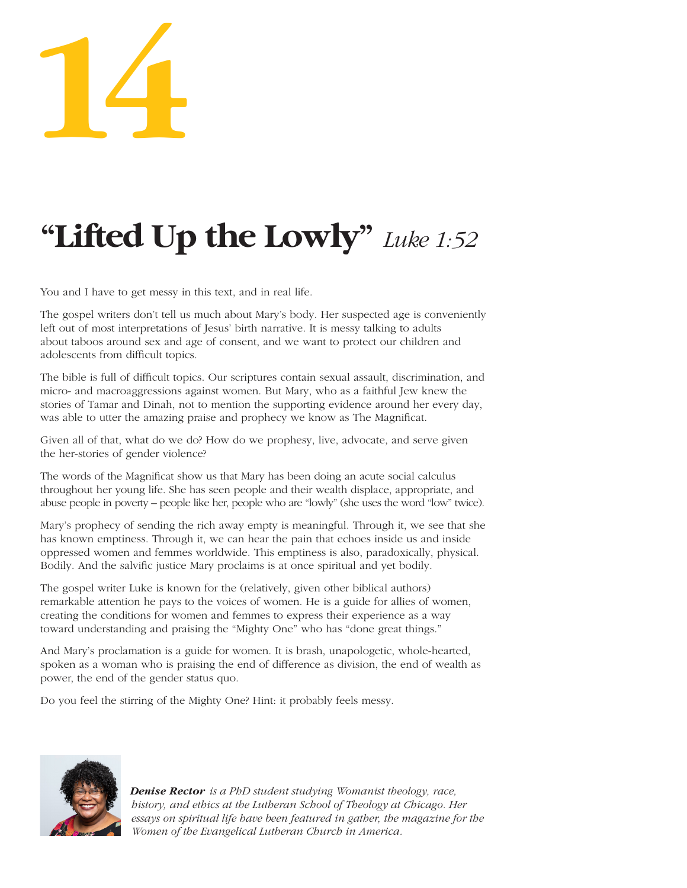# 14

## "Lifted Up the Lowly" *Luke 1:52*

You and I have to get messy in this text, and in real life.

The gospel writers don't tell us much about Mary's body. Her suspected age is conveniently left out of most interpretations of Jesus' birth narrative. It is messy talking to adults about taboos around sex and age of consent, and we want to protect our children and adolescents from difficult topics.

The bible is full of difficult topics. Our scriptures contain sexual assault, discrimination, and micro- and macroaggressions against women. But Mary, who as a faithful Jew knew the stories of Tamar and Dinah, not to mention the supporting evidence around her every day, was able to utter the amazing praise and prophecy we know as The Magnificat.

Given all of that, what do we do? How do we prophesy, live, advocate, and serve given the her-stories of gender violence?

The words of the Magnificat show us that Mary has been doing an acute social calculus throughout her young life. She has seen people and their wealth displace, appropriate, and abuse people in poverty – people like her, people who are "lowly" (she uses the word "low" twice).

Mary's prophecy of sending the rich away empty is meaningful. Through it, we see that she has known emptiness. Through it, we can hear the pain that echoes inside us and inside oppressed women and femmes worldwide. This emptiness is also, paradoxically, physical. Bodily. And the salvific justice Mary proclaims is at once spiritual and yet bodily.

The gospel writer Luke is known for the (relatively, given other biblical authors) remarkable attention he pays to the voices of women. He is a guide for allies of women, creating the conditions for women and femmes to express their experience as a way toward understanding and praising the "Mighty One" who has "done great things."

And Mary's proclamation is a guide for women. It is brash, unapologetic, whole-hearted, spoken as a woman who is praising the end of difference as division, the end of wealth as power, the end of the gender status quo.

Do you feel the stirring of the Mighty One? Hint: it probably feels messy.

***Denise Rector*** *is a PhD student studying Womanist theology, race, history, and ethics at the Lutheran School of Theology at Chicago. Her essays on spiritual life have been featured in gather, the magazine for the Women of the Evangelical Lutheran Church in America.*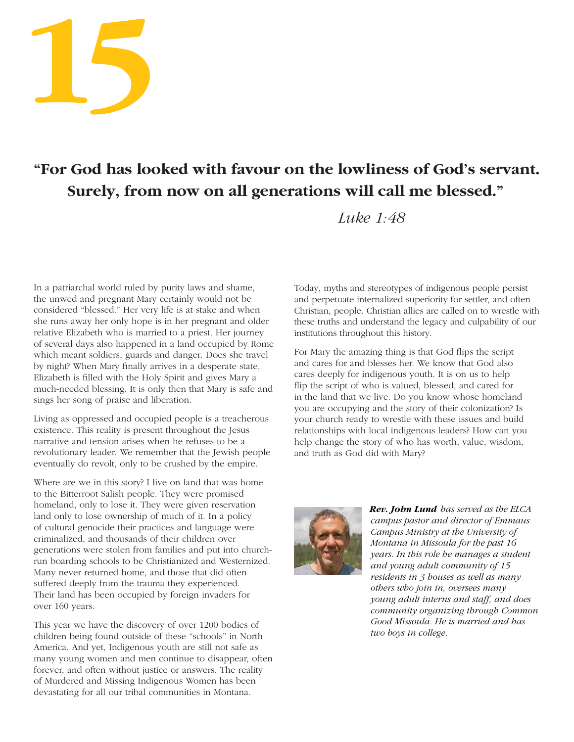# 15

## "For God has looked with favour on the lowliness of God's servant. Surely, from now on all generations will call me blessed."

*Luke 1:48*

In a patriarchal world ruled by purity laws and shame, the unwed and pregnant Mary certainly would not be considered "blessed." Her very life is at stake and when she runs away her only hope is in her pregnant and older relative Elizabeth who is married to a priest. Her journey of several days also happened in a land occupied by Rome which meant soldiers, guards and danger. Does she travel by night? When Mary finally arrives in a desperate state, Elizabeth is filled with the Holy Spirit and gives Mary a much-needed blessing. It is only then that Mary is safe and sings her song of praise and liberation.

Living as oppressed and occupied people is a treacherous existence. This reality is present throughout the Jesus narrative and tension arises when he refuses to be a revolutionary leader. We remember that the Jewish people eventually do revolt, only to be crushed by the empire.

Where are we in this story? I live on land that was home to the Bitterroot Salish people. They were promised homeland, only to lose it. They were given reservation land only to lose ownership of much of it. In a policy of cultural genocide their practices and language were criminalized, and thousands of their children over generations were stolen from families and put into church-run boarding schools to be Christianized and Westernized. Many never returned home, and those that did often suffered deeply from the trauma they experienced. Their land has been occupied by foreign invaders for over 160 years.

This year we have the discovery of over 1200 bodies of children being found outside of these "schools" in North America. And yet, Indigenous youth are still not safe as many young women and men continue to disappear, often forever, and often without justice or answers. The reality of Murdered and Missing Indigenous Women has been devastating for all our tribal communities in Montana.

Today, myths and stereotypes of indigenous people persist and perpetuate internalized superiority for settler, and often Christian, people. Christian allies are called on to wrestle with these truths and understand the legacy and culpability of our institutions throughout this history.

For Mary the amazing thing is that God flips the script and cares for and blesses her. We know that God also cares deeply for indigenous youth. It is on us to help flip the script of who is valued, blessed, and cared for in the land that we live. Do you know whose homeland you are occupying and the story of their colonization? Is your church ready to wrestle with these issues and build relationships with local indigenous leaders? How can you help change the story of who has worth, value, wisdom, and truth as God did with Mary?

***Rev. John Lund*** *has served as the ELCA campus pastor and director of Emmaus Campus Ministry at the University of Montana in Missoula for the past 16 years. In this role he manages a student and young adult community of 15 residents in 3 houses as well as many others who join in, oversees many young adult interns and staff, and does community organizing through Common Good Missoula. He is married and has two boys in college.*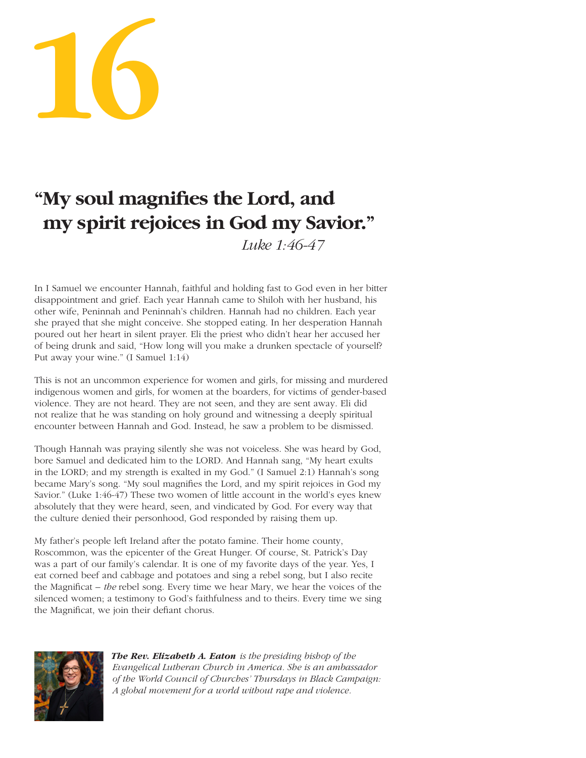# 16

## "My soul magnifies the Lord, and my spirit rejoices in God my Savior."

*Luke 1:46-47*

In I Samuel we encounter Hannah, faithful and holding fast to God even in her bitter disappointment and grief. Each year Hannah came to Shiloh with her husband, his other wife, Peninnah and Peninnah's children. Hannah had no children. Each year she prayed that she might conceive. She stopped eating. In her desperation Hannah poured out her heart in silent prayer. Eli the priest who didn't hear her accused her of being drunk and said, "How long will you make a drunken spectacle of yourself? Put away your wine." (I Samuel 1:14)

This is not an uncommon experience for women and girls, for missing and murdered indigenous women and girls, for women at the boarders, for victims of gender-based violence. They are not heard. They are not seen, and they are sent away. Eli did not realize that he was standing on holy ground and witnessing a deeply spiritual encounter between Hannah and God. Instead, he saw a problem to be dismissed.

Though Hannah was praying silently she was not voiceless. She was heard by God, bore Samuel and dedicated him to the LORD. And Hannah sang, "My heart exults in the LORD; and my strength is exalted in my God." (I Samuel 2:1) Hannah's song became Mary's song. "My soul magnifies the Lord, and my spirit rejoices in God my Savior." (Luke 1:46-47) These two women of little account in the world's eyes knew absolutely that they were heard, seen, and vindicated by God. For every way that the culture denied their personhood, God responded by raising them up.

My father's people left Ireland after the potato famine. Their home county, Roscommon, was the epicenter of the Great Hunger. Of course, St. Patrick's Day was a part of our family's calendar. It is one of my favorite days of the year. Yes, I eat corned beef and cabbage and potatoes and sing a rebel song, but I also recite the Magnificat – *the* rebel song. Every time we hear Mary, we hear the voices of the silenced women; a testimony to God's faithfulness and to theirs. Every time we sing the Magnificat, we join their defiant chorus.

***The Rev. Elizabeth A. Eaton*** *is the presiding bishop of the Evangelical Lutheran Church in America. She is an ambassador of the World Council of Churches' Thursdays in Black Campaign: A global movement for a world without rape and violence.*